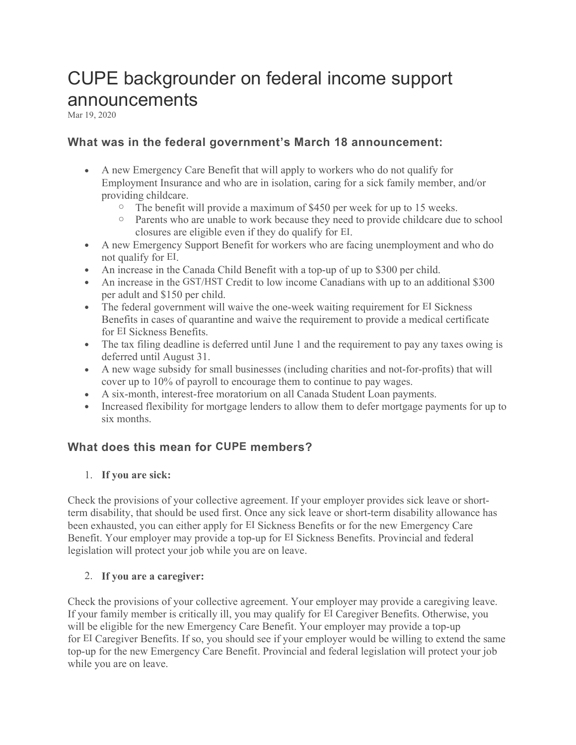# CUPE backgrounder on federal income support announcements

Mar 19, 2020

### What was in the federal government's March 18 announcement:

- A new Emergency Care Benefit that will apply to workers who do not qualify for Employment Insurance and who are in isolation, caring for a sick family member, and/or providing childcare.
  - The benefit will provide a maximum of $450 per week for up to 15 weeks.
  - Parents who are unable to work because they need to provide childcare due to school closures are eligible even if they do qualify for EI.
- A new Emergency Support Benefit for workers who are facing unemployment and who do not qualify for EI.
- An increase in the Canada Child Benefit with a top-up of up to $300 per child.
- An increase in the GST/HST Credit to low income Canadians with up to an additional $300 per adult and $150 per child.
- The federal government will waive the one-week waiting requirement for EI Sickness Benefits in cases of quarantine and waive the requirement to provide a medical certificate for EI Sickness Benefits.
- The tax filing deadline is deferred until June 1 and the requirement to pay any taxes owing is deferred until August 31.
- A new wage subsidy for small businesses (including charities and not-for-profits) that will cover up to 10% of payroll to encourage them to continue to pay wages.
- A six-month, interest-free moratorium on all Canada Student Loan payments.
- Increased flexibility for mortgage lenders to allow them to defer mortgage payments for up to six months.

### What does this mean for CUPE members?

1. **If you are sick:**

Check the provisions of your collective agreement. If your employer provides sick leave or short-term disability, that should be used first. Once any sick leave or short-term disability allowance has been exhausted, you can either apply for EI Sickness Benefits or for the new Emergency Care Benefit. Your employer may provide a top-up for EI Sickness Benefits. Provincial and federal legislation will protect your job while you are on leave.

2. **If you are a caregiver:**

Check the provisions of your collective agreement. Your employer may provide a caregiving leave. If your family member is critically ill, you may qualify for EI Caregiver Benefits. Otherwise, you will be eligible for the new Emergency Care Benefit. Your employer may provide a top-up for EI Caregiver Benefits. If so, you should see if your employer would be willing to extend the same top-up for the new Emergency Care Benefit. Provincial and federal legislation will protect your job while you are on leave.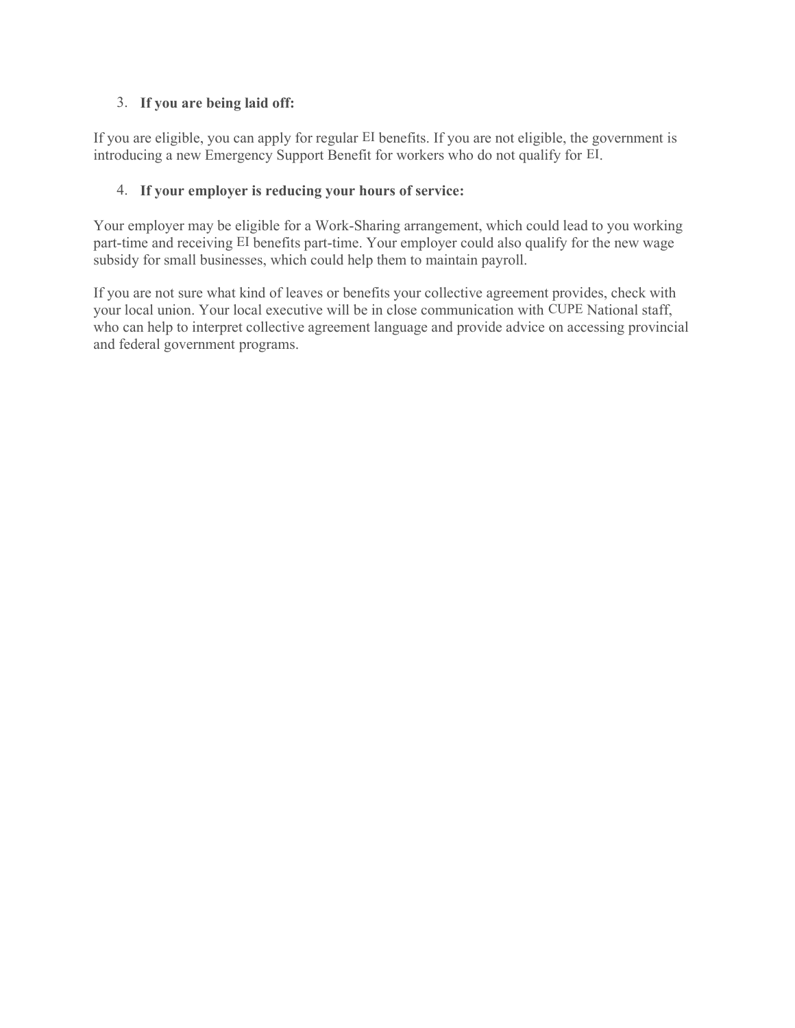3. **If you are being laid off:**

If you are eligible, you can apply for regular EI benefits. If you are not eligible, the government is introducing a new Emergency Support Benefit for workers who do not qualify for EI.

4. **If your employer is reducing your hours of service:**

Your employer may be eligible for a Work-Sharing arrangement, which could lead to you working part-time and receiving EI benefits part-time. Your employer could also qualify for the new wage subsidy for small businesses, which could help them to maintain payroll.

If you are not sure what kind of leaves or benefits your collective agreement provides, check with your local union. Your local executive will be in close communication with CUPE National staff, who can help to interpret collective agreement language and provide advice on accessing provincial and federal government programs.